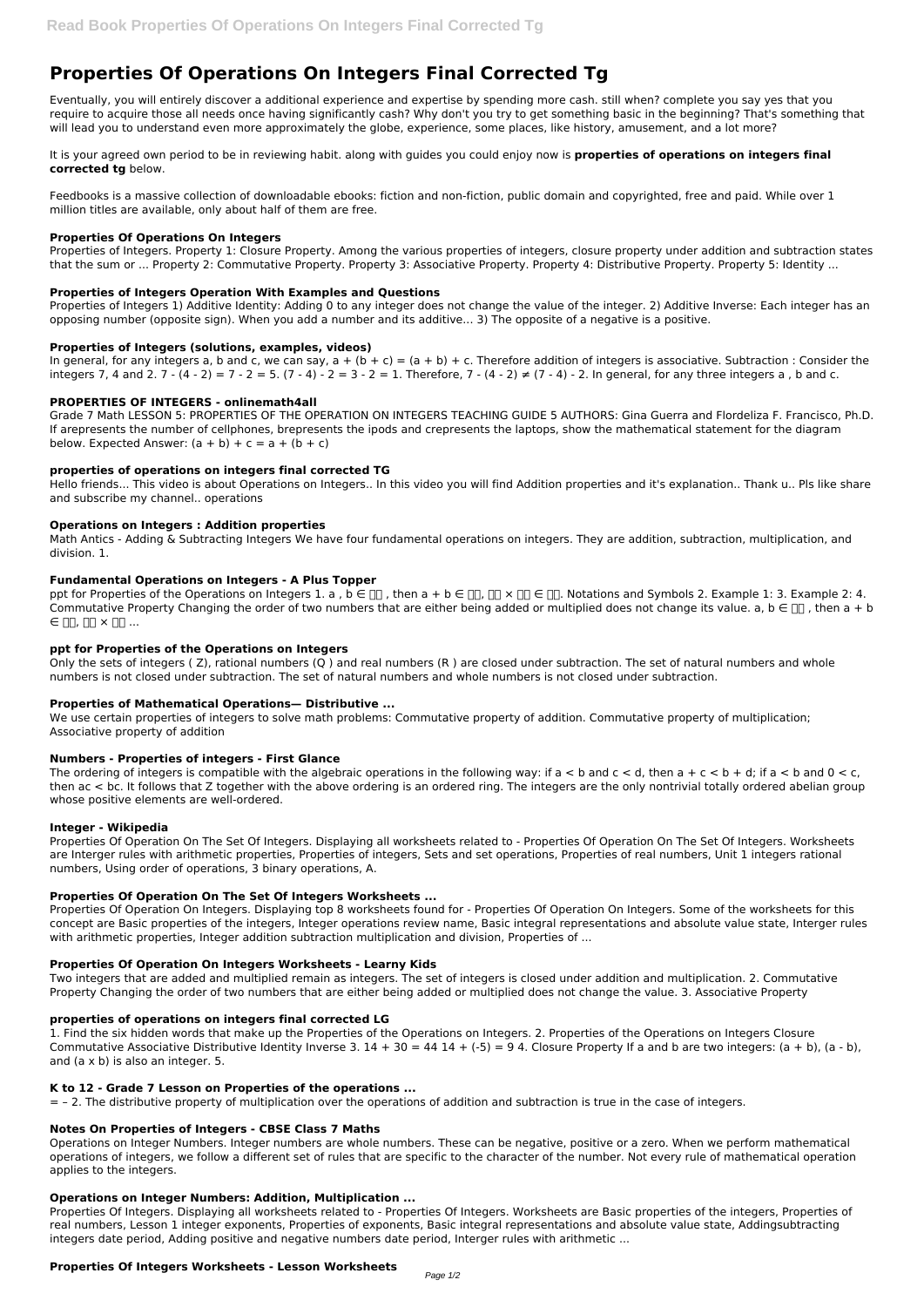# Properties Of Operations On Integers Final Corrected Tg

Eventually, you will entirely discover a additional experience and expertise by spending more cash. still when? complete you say yes that you require to acquire those all needs once having significantly cash? Why don't you try to get something basic in the beginning? That's something that will lead you to understand even more approximately the globe, experience, some places, like history, amusement, and a lot more?

It is your agreed own period to be in reviewing habit. along with guides you could enjoy now is **properties of operations on integers final corrected tg** below.

Feedbooks is a massive collection of downloadable ebooks: fiction and non-fiction, public domain and copyrighted, free and paid. While over 1 million titles are available, only about half of them are free.

### Properties Of Operations On Integers

Properties of Integers. Property 1: Closure Property. Among the various properties of integers, closure property under addition and subtraction states that the sum or ... Property 2: Commutative Property. Property 3: Associative Property. Property 4: Distributive Property. Property 5: Identity ...

### Properties of Integers Operation With Examples and Questions

Properties of Integers 1) Additive Identity: Adding 0 to any integer does not change the value of the integer. 2) Additive Inverse: Each integer has an opposing number (opposite sign). When you add a number and its additive... 3) The opposite of a negative is a positive.

### Properties of Integers (solutions, examples, videos)

In general, for any integers a, b and c, we can say, $a + (b + c) = (a + b) + c$. Therefore addition of integers is associative. Subtraction : Consider the integers 7, 4 and 2. $7 - (4 - 2) = 7 - 2 = 5$. $(7 - 4) - 2 = 3 - 2 = 1$. Therefore, $7 - (4 - 2) \neq (7 - 4) - 2$. In general, for any three integers a , b and c.

### PROPERTIES OF INTEGERS - onlinemath4all

Grade 7 Math LESSON 5: PROPERTIES OF THE OPERATION ON INTEGERS TEACHING GUIDE 5 AUTHORS: Gina Guerra and Flordeliza F. Francisco, Ph.D. If arepresents the number of cellphones, brepresents the ipods and crepresents the laptops, show the mathematical statement for the diagram below. Expected Answer: $(a + b) + c = a + (b + c)$

### properties of operations on integers final corrected TG

Hello friends... This video is about Operations on Integers.. In this video you will find Addition properties and it's explanation.. Thank u.. Pls like share and subscribe my channel.. operations

### Operations on Integers : Addition properties

Math Antics - Adding & Subtracting Integers We have four fundamental operations on integers. They are addition, subtraction, multiplication, and division. 1.

### Fundamental Operations on Integers - A Plus Topper

ppt for Properties of the Operations on Integers 1. a , b ∈ □□ , then a + b ∈ □□, □□ × □□ ∈ □□. Notations and Symbols 2. Example 1: 3. Example 2: 4. Commutative Property Changing the order of two numbers that are either being added or multiplied does not change its value. a, b ∈ □□ , then a + b ∈ □□, □□ × □□ ...

### ppt for Properties of the Operations on Integers

Only the sets of integers ( Z), rational numbers (Q ) and real numbers (R ) are closed under subtraction. The set of natural numbers and whole numbers is not closed under subtraction. The set of natural numbers and whole numbers is not closed under subtraction.

### Properties of Mathematical Operations— Distributive ...

We use certain properties of integers to solve math problems: Commutative property of addition. Commutative property of multiplication; Associative property of addition

### Numbers - Properties of integers - First Glance

The ordering of integers is compatible with the algebraic operations in the following way: if $a < b$ and $c < d$, then $a + c < b + d$; if $a < b$ and $0 < c$, then $ac < bc$. It follows that Z together with the above ordering is an ordered ring. The integers are the only nontrivial totally ordered abelian group whose positive elements are well-ordered.

### Integer - Wikipedia

Properties Of Operation On The Set Of Integers. Displaying all worksheets related to - Properties Of Operation On The Set Of Integers. Worksheets are Interger rules with arithmetic properties, Properties of integers, Sets and set operations, Properties of real numbers, Unit 1 integers rational numbers, Using order of operations, 3 binary operations, A.

### Properties Of Operation On The Set Of Integers Worksheets ...

Properties Of Operation On Integers. Displaying top 8 worksheets found for - Properties Of Operation On Integers. Some of the worksheets for this concept are Basic properties of the integers, Integer operations review name, Basic integral representations and absolute value state, Interger rules with arithmetic properties, Integer addition subtraction multiplication and division, Properties of ...

### Properties Of Operation On Integers Worksheets - Learny Kids

Two integers that are added and multiplied remain as integers. The set of integers is closed under addition and multiplication. 2. Commutative Property Changing the order of two numbers that are either being added or multiplied does not change the value. 3. Associative Property

### properties of operations on integers final corrected LG

1. Find the six hidden words that make up the Properties of the Operations on Integers. 2. Properties of the Operations on Integers Closure Commutative Associative Distributive Identity Inverse 3. $14 + 30 = 44$ $14 + (-5) = 9$ 4. Closure Property If a and b are two integers: $(a + b)$, $(a - b)$, and $(a \times b)$ is also an integer. 5.

### K to 12 - Grade 7 Lesson on Properties of the operations ...

= – 2. The distributive property of multiplication over the operations of addition and subtraction is true in the case of integers.

### Notes On Properties of Integers - CBSE Class 7 Maths

Operations on Integer Numbers. Integer numbers are whole numbers. These can be negative, positive or a zero. When we perform mathematical operations of integers, we follow a different set of rules that are specific to the character of the number. Not every rule of mathematical operation applies to the integers.

### Operations on Integer Numbers: Addition, Multiplication ...

Properties Of Integers. Displaying all worksheets related to - Properties Of Integers. Worksheets are Basic properties of the integers, Properties of real numbers, Lesson 1 integer exponents, Properties of exponents, Basic integral representations and absolute value state, Addingsubtracting integers date period, Adding positive and negative numbers date period, Interger rules with arithmetic ...

### Properties Of Integers Worksheets - Lesson Worksheets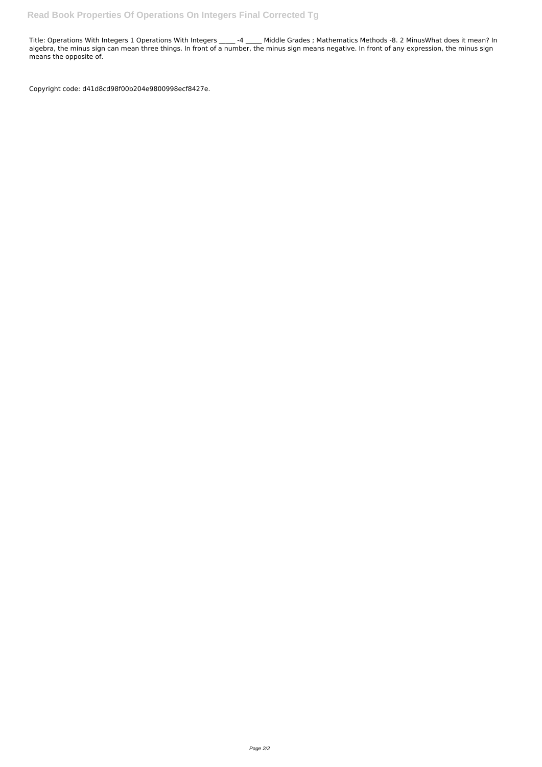Title: Operations With Integers 1 Operations With Integers _____ -4 _____ Middle Grades ; Mathematics Methods -8. 2 MinusWhat does it mean? In algebra, the minus sign can mean three things. In front of a number, the minus sign means negative. In front of any expression, the minus sign means the opposite of.

Copyright code: d41d8cd98f00b204e9800998ecf8427e.